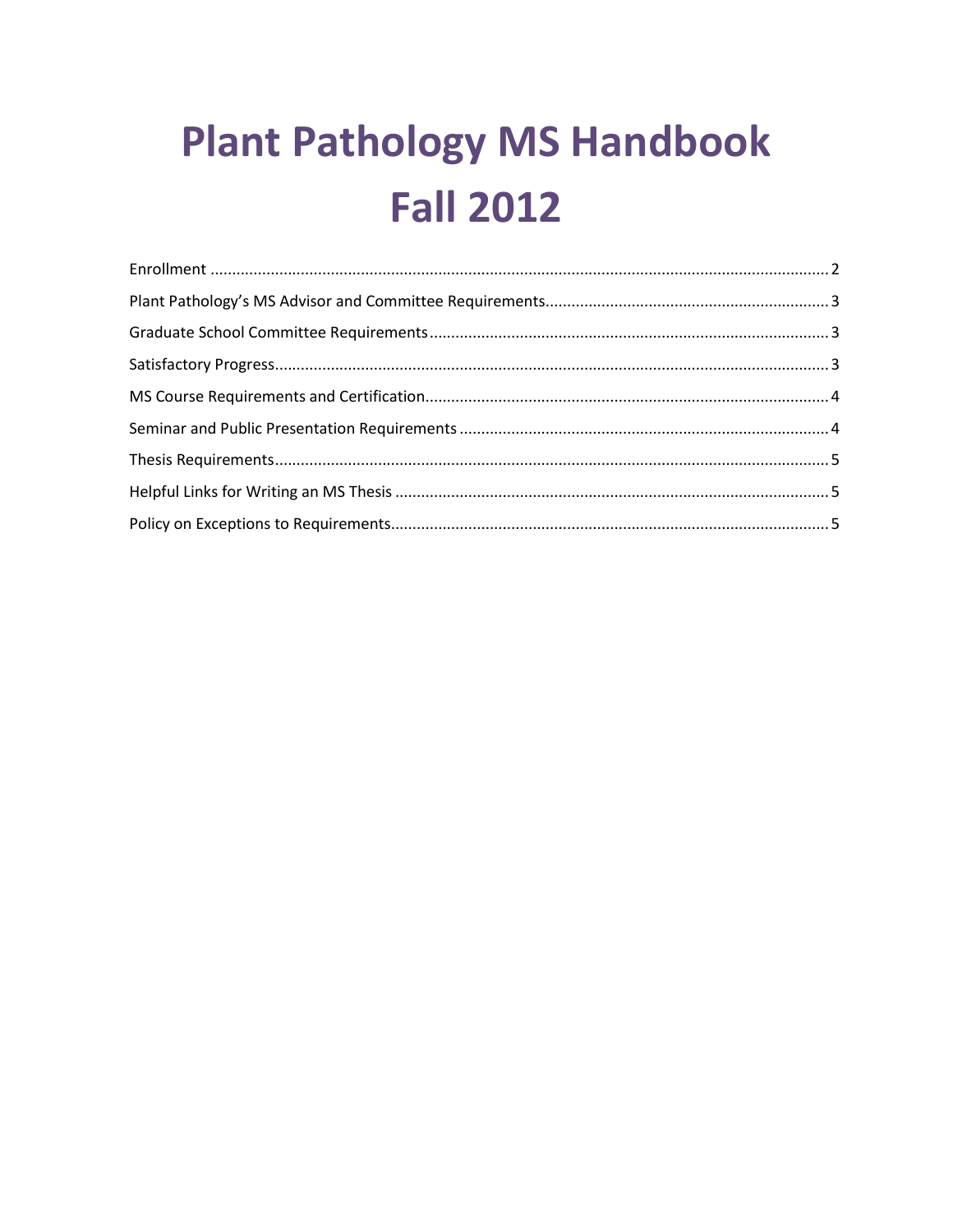# Plant Pathology MS Handbook
# Fall 2012

Enrollment .......... 2

Plant Pathology's MS Advisor and Committee Requirements .......... 3

Graduate School Committee Requirements .......... 3

Satisfactory Progress .......... 3

MS Course Requirements and Certification .......... 4

Seminar and Public Presentation Requirements .......... 4

Thesis Requirements .......... 5

Helpful Links for Writing an MS Thesis .......... 5

Policy on Exceptions to Requirements .......... 5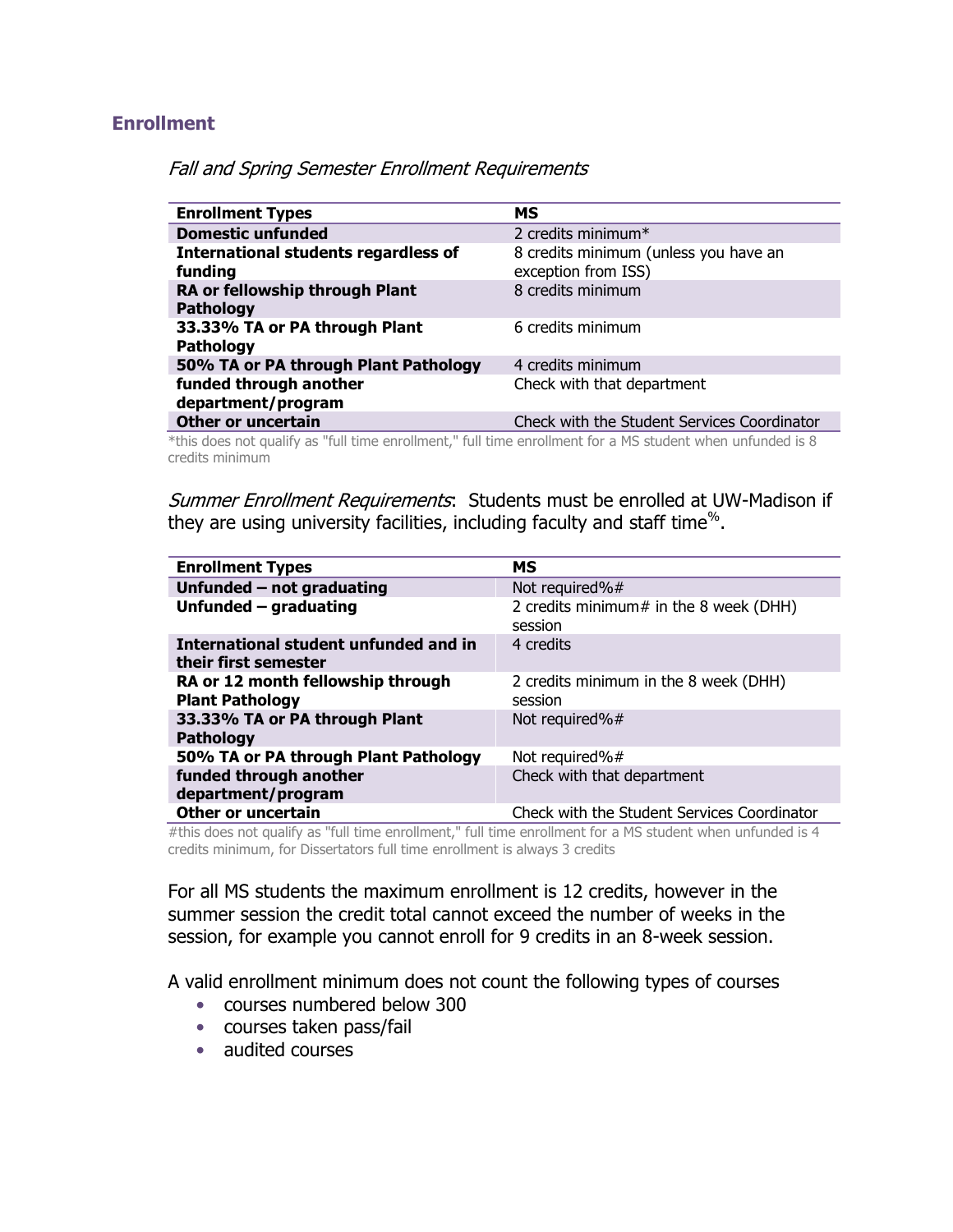## Enrollment

*Fall and Spring Semester Enrollment Requirements*

| Enrollment Types | MS |
|---|---|
| **Domestic unfunded** | 2 credits minimum* |
| **International students regardless of funding** | 8 credits minimum (unless you have an exception from ISS) |
| **RA or fellowship through Plant Pathology** | 8 credits minimum |
| **33.33% TA or PA through Plant Pathology** | 6 credits minimum |
| **50% TA or PA through Plant Pathology** | 4 credits minimum |
| **funded through another department/program** | Check with that department |
| **Other or uncertain** | Check with the Student Services Coordinator |

*this does not qualify as "full time enrollment," full time enrollment for a MS student when unfunded is 8 credits minimum

*Summer Enrollment Requirements*: Students must be enrolled at UW-Madison if they are using university facilities, including faculty and staff time%.

| Enrollment Types | MS |
|---|---|
| **Unfunded – not graduating** | Not required%# |
| **Unfunded – graduating** | 2 credits minimum# in the 8 week (DHH) session |
| **International student unfunded and in their first semester** | 4 credits |
| **RA or 12 month fellowship through Plant Pathology** | 2 credits minimum in the 8 week (DHH) session |
| **33.33% TA or PA through Plant Pathology** | Not required%# |
| **50% TA or PA through Plant Pathology** | Not required%# |
| **funded through another department/program** | Check with that department |
| **Other or uncertain** | Check with the Student Services Coordinator |

#this does not qualify as "full time enrollment," full time enrollment for a MS student when unfunded is 4 credits minimum, for Dissertators full time enrollment is always 3 credits

For all MS students the maximum enrollment is 12 credits, however in the summer session the credit total cannot exceed the number of weeks in the session, for example you cannot enroll for 9 credits in an 8-week session.

A valid enrollment minimum does not count the following types of courses

- courses numbered below 300
- courses taken pass/fail
- audited courses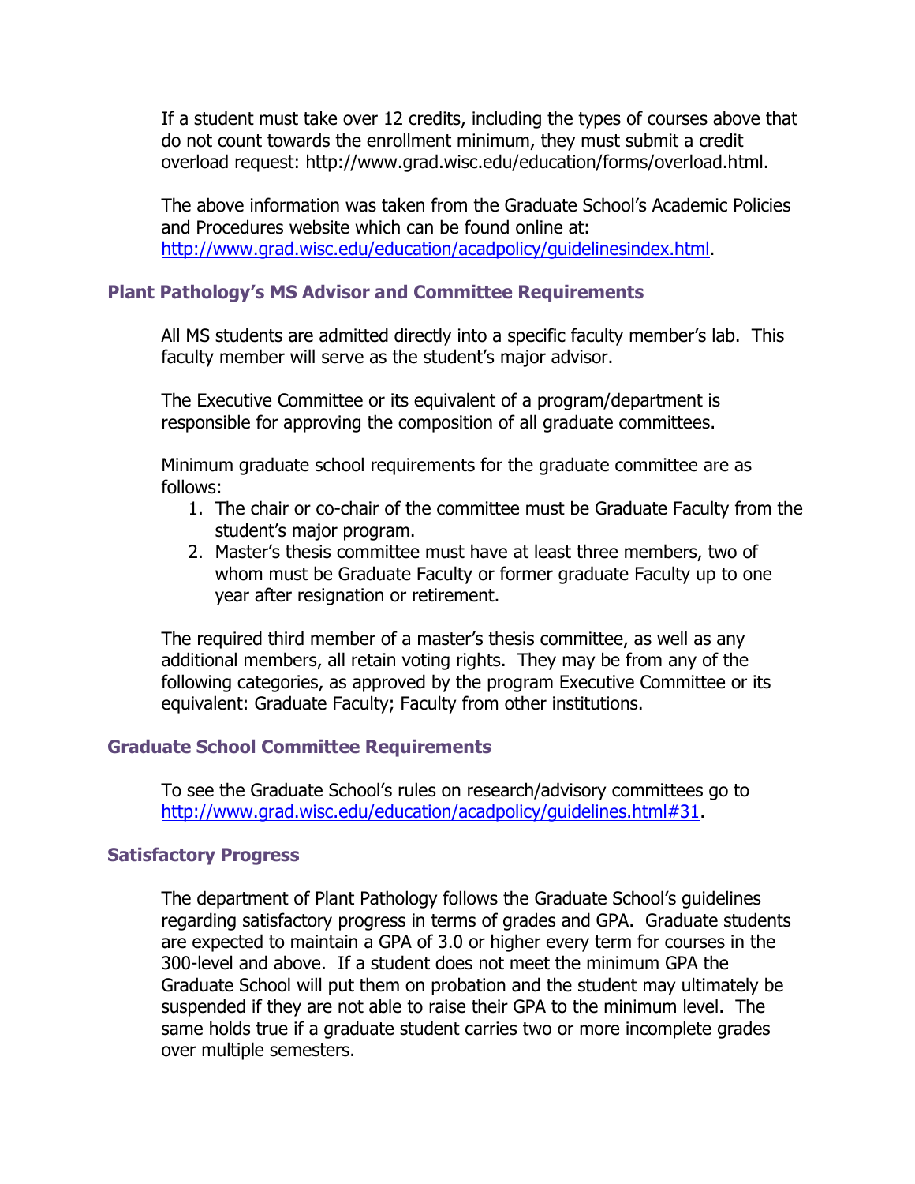If a student must take over 12 credits, including the types of courses above that do not count towards the enrollment minimum, they must submit a credit overload request: http://www.grad.wisc.edu/education/forms/overload.html.

The above information was taken from the Graduate School's Academic Policies and Procedures website which can be found online at: http://www.grad.wisc.edu/education/acadpolicy/guidelinesindex.html.

### Plant Pathology's MS Advisor and Committee Requirements

All MS students are admitted directly into a specific faculty member's lab. This faculty member will serve as the student's major advisor.

The Executive Committee or its equivalent of a program/department is responsible for approving the composition of all graduate committees.

Minimum graduate school requirements for the graduate committee are as follows:

1. The chair or co-chair of the committee must be Graduate Faculty from the student's major program.
2. Master's thesis committee must have at least three members, two of whom must be Graduate Faculty or former graduate Faculty up to one year after resignation or retirement.

The required third member of a master's thesis committee, as well as any additional members, all retain voting rights. They may be from any of the following categories, as approved by the program Executive Committee or its equivalent: Graduate Faculty; Faculty from other institutions.

### Graduate School Committee Requirements

To see the Graduate School's rules on research/advisory committees go to http://www.grad.wisc.edu/education/acadpolicy/guidelines.html#31.

### Satisfactory Progress

The department of Plant Pathology follows the Graduate School's guidelines regarding satisfactory progress in terms of grades and GPA. Graduate students are expected to maintain a GPA of 3.0 or higher every term for courses in the 300-level and above. If a student does not meet the minimum GPA the Graduate School will put them on probation and the student may ultimately be suspended if they are not able to raise their GPA to the minimum level. The same holds true if a graduate student carries two or more incomplete grades over multiple semesters.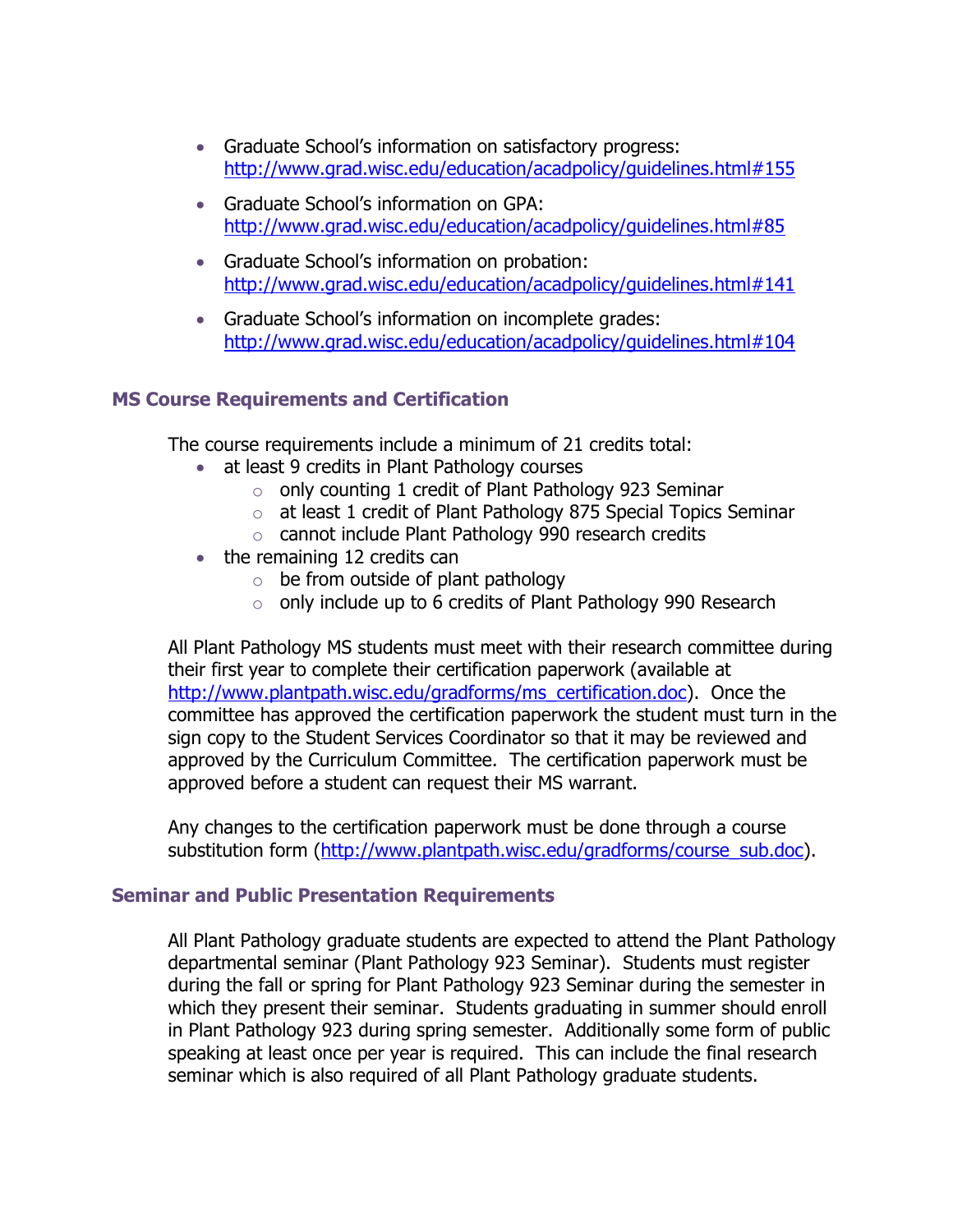- Graduate School's information on satisfactory progress: http://www.grad.wisc.edu/education/acadpolicy/guidelines.html#155
- Graduate School's information on GPA: http://www.grad.wisc.edu/education/acadpolicy/guidelines.html#85
- Graduate School's information on probation: http://www.grad.wisc.edu/education/acadpolicy/guidelines.html#141
- Graduate School's information on incomplete grades: http://www.grad.wisc.edu/education/acadpolicy/guidelines.html#104

## MS Course Requirements and Certification

The course requirements include a minimum of 21 credits total:

- at least 9 credits in Plant Pathology courses
  - only counting 1 credit of Plant Pathology 923 Seminar
  - at least 1 credit of Plant Pathology 875 Special Topics Seminar
  - cannot include Plant Pathology 990 research credits
- the remaining 12 credits can
  - be from outside of plant pathology
  - only include up to 6 credits of Plant Pathology 990 Research

All Plant Pathology MS students must meet with their research committee during their first year to complete their certification paperwork (available at http://www.plantpath.wisc.edu/gradforms/ms_certification.doc). Once the committee has approved the certification paperwork the student must turn in the sign copy to the Student Services Coordinator so that it may be reviewed and approved by the Curriculum Committee. The certification paperwork must be approved before a student can request their MS warrant.

Any changes to the certification paperwork must be done through a course substitution form (http://www.plantpath.wisc.edu/gradforms/course_sub.doc).

## Seminar and Public Presentation Requirements

All Plant Pathology graduate students are expected to attend the Plant Pathology departmental seminar (Plant Pathology 923 Seminar). Students must register during the fall or spring for Plant Pathology 923 Seminar during the semester in which they present their seminar. Students graduating in summer should enroll in Plant Pathology 923 during spring semester. Additionally some form of public speaking at least once per year is required. This can include the final research seminar which is also required of all Plant Pathology graduate students.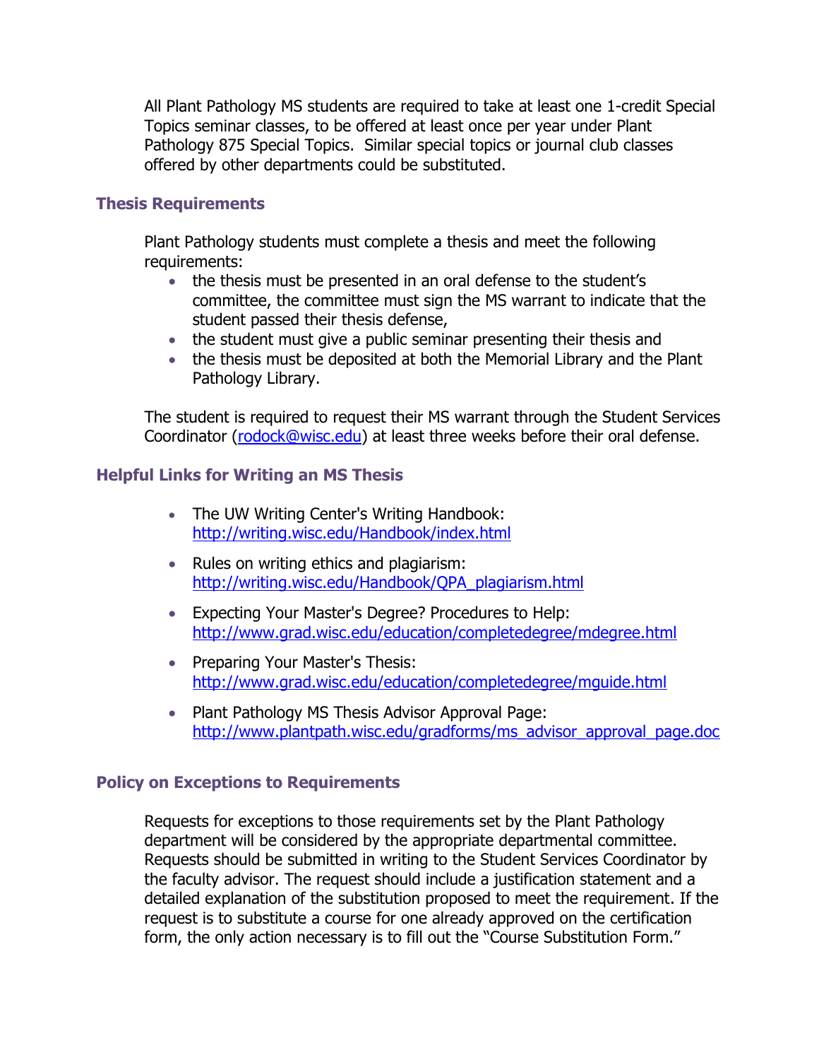All Plant Pathology MS students are required to take at least one 1-credit Special Topics seminar classes, to be offered at least once per year under Plant Pathology 875 Special Topics. Similar special topics or journal club classes offered by other departments could be substituted.

### Thesis Requirements

Plant Pathology students must complete a thesis and meet the following requirements:

- the thesis must be presented in an oral defense to the student's committee, the committee must sign the MS warrant to indicate that the student passed their thesis defense,
- the student must give a public seminar presenting their thesis and
- the thesis must be deposited at both the Memorial Library and the Plant Pathology Library.

The student is required to request their MS warrant through the Student Services Coordinator (rodock@wisc.edu) at least three weeks before their oral defense.

### Helpful Links for Writing an MS Thesis

- The UW Writing Center's Writing Handbook: http://writing.wisc.edu/Handbook/index.html
- Rules on writing ethics and plagiarism: http://writing.wisc.edu/Handbook/QPA_plagiarism.html
- Expecting Your Master's Degree? Procedures to Help: http://www.grad.wisc.edu/education/completedegree/mdegree.html
- Preparing Your Master's Thesis: http://www.grad.wisc.edu/education/completedegree/mguide.html
- Plant Pathology MS Thesis Advisor Approval Page: http://www.plantpath.wisc.edu/gradforms/ms_advisor_approval_page.doc

### Policy on Exceptions to Requirements

Requests for exceptions to those requirements set by the Plant Pathology department will be considered by the appropriate departmental committee. Requests should be submitted in writing to the Student Services Coordinator by the faculty advisor. The request should include a justification statement and a detailed explanation of the substitution proposed to meet the requirement. If the request is to substitute a course for one already approved on the certification form, the only action necessary is to fill out the "Course Substitution Form."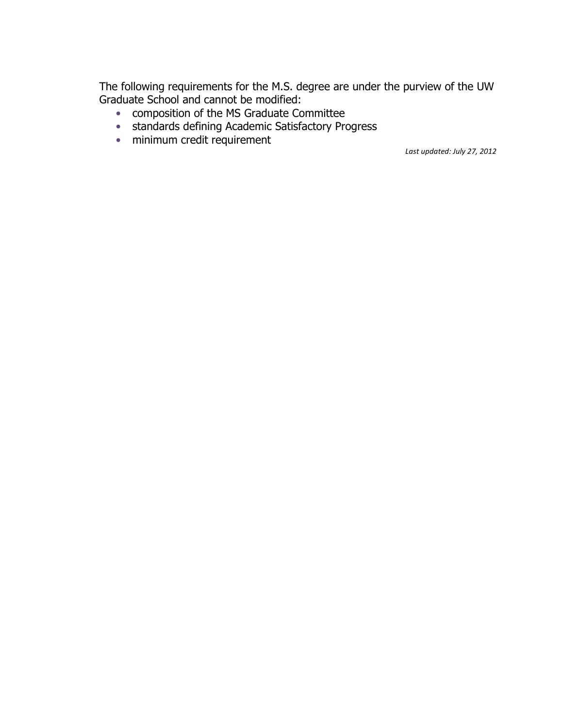The following requirements for the M.S. degree are under the purview of the UW Graduate School and cannot be modified:

- composition of the MS Graduate Committee
- standards defining Academic Satisfactory Progress
- minimum credit requirement

*Last updated: July 27, 2012*